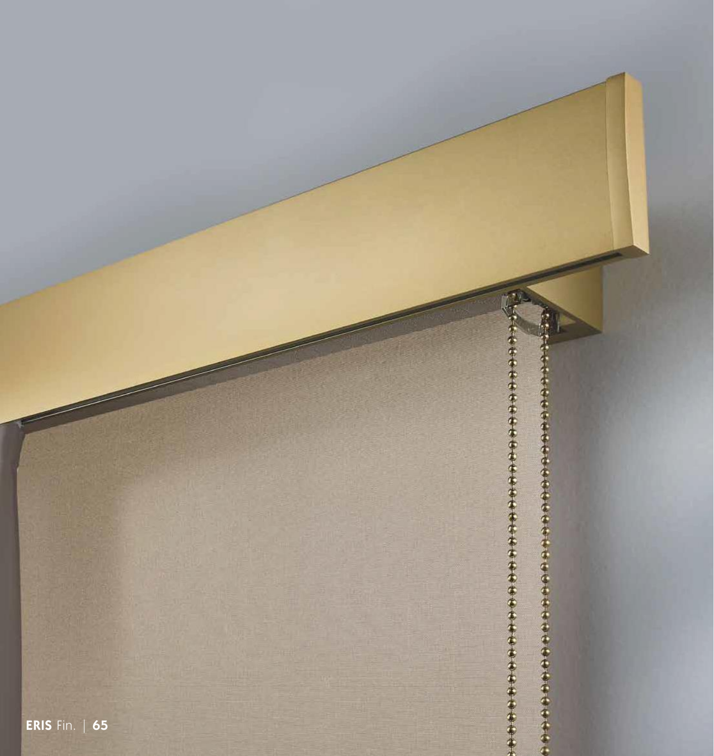**ERIS** Fin.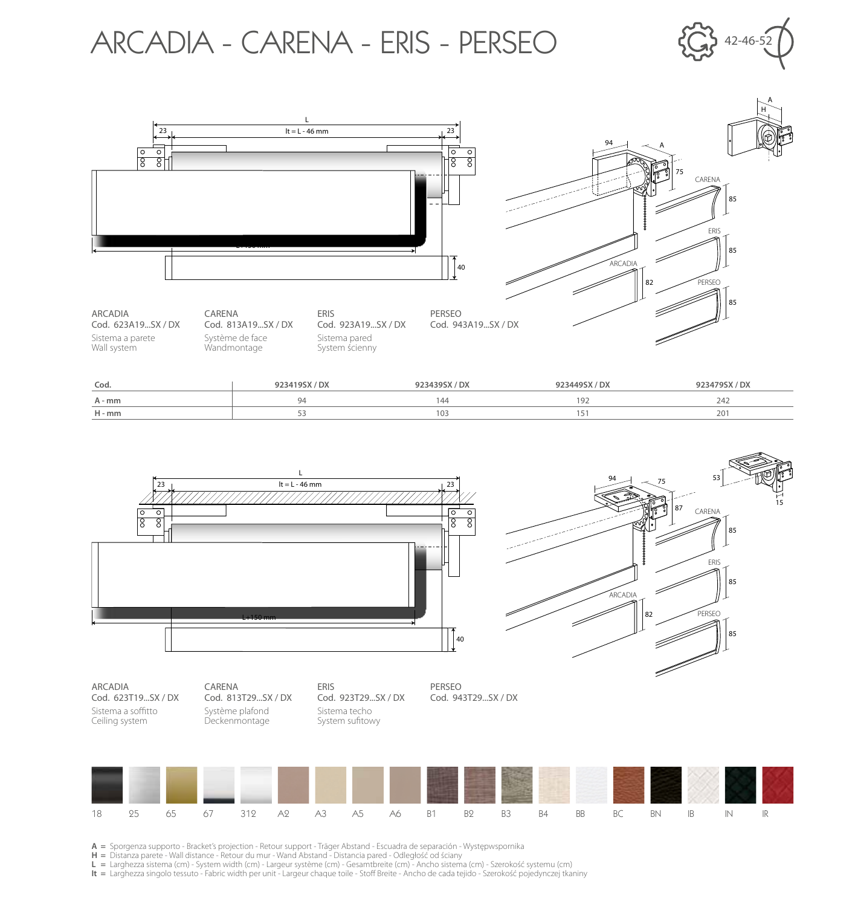# ARCADIA - CARENA - ERIS - PERSEO

42-46-52

ARCADIA
Cod. 623A19...SX / DX
Sistema a parete
Wall system

CARENA
Cod. 813A19...SX / DX
Système de face
Wandmontage

ERIS
Cod. 923A19...SX / DX
Sistema pared
System ścienny

PERSEO
Cod. 943A19...SX / DX

| Cod. | 923419SX / DX | 923439SX / DX | 923449SX / DX | 923479SX / DX |
|---|---|---|---|---|
| A - mm | 94 | 144 | 192 | 242 |
| H - mm | 53 | 103 | 151 | 201 |

ARCADIA
Cod. 623T19...SX / DX
Sistema a soffitto
Ceiling system

CARENA
Cod. 813T29...SX / DX
Système plafond
Deckenmontage

ERIS
Cod. 923T29...SX / DX
Sistema techo
System sufitowy

PERSEO
Cod. 943T29...SX / DX

18 | 25 | 65 | 67 | 312 | A2 | A3 | A5 | A6 | B1 | B2 | B3 | B4 | BB | BC | BN | IB | IN | IR

**A** = Sporgenza supporto - Bracket's projection - Retour support - Träger Abstand - Escuadra de separación - Występwspornika
**H** = Distanza parete - Wall distance - Retour du mur - Wand Abstand - Distancia pared - Odległość od ściany
**L** = Larghezza sistema (cm) - System width (cm) - Largeur système (cm) - Gesamtbreite (cm) - Ancho sistema (cm) - Szerokość systemu (cm)
**lt** = Larghezza singolo tessuto - Fabric width per unit - Largeur chaque toile - Stoff Breite - Ancho de cada tejido - Szerokość pojedynczej tkaniny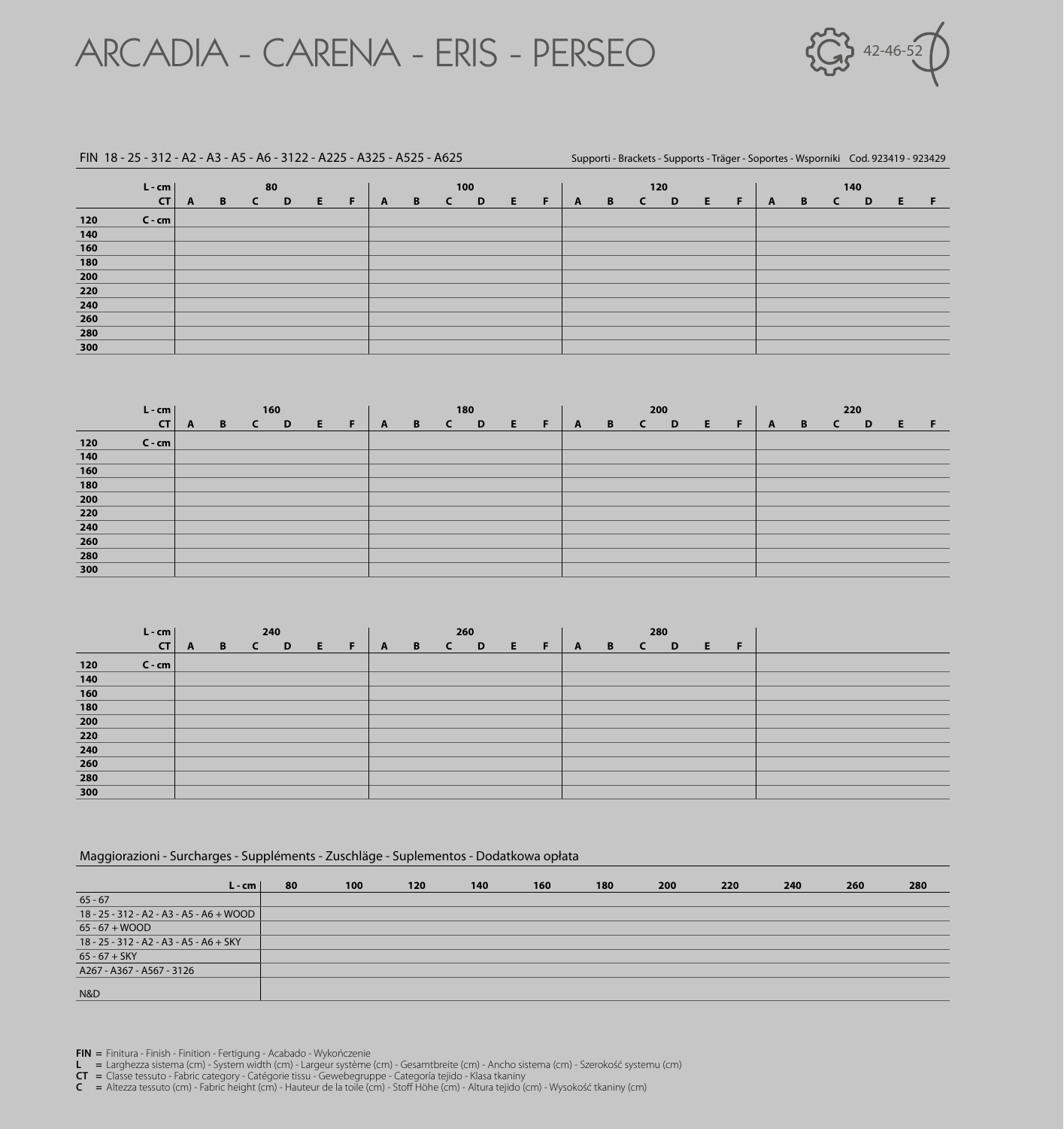# ARCADIA - CARENA - ERIS - PERSEO

42-46-52

FIN 18 - 25 - 312 - A2 - A3 - A5 - A6 - 3122 - A225 - A325 - A525 - A625

Supporti - Brackets - Supports - Träger - Soportes - Wsporniki Cod. 923419 - 923429

| | L - cm | 80 | | | | | | 100 | | | | | | 120 | | | | | | 140 | | | | | |
|---|---|---|---|---|---|---|---|---|---|---|---|---|---|---|---|---|---|---|---|---|---|---|---|---|---|
| | CT | A | B | C | D | E | F | A | B | C | D | E | F | A | B | C | D | E | F | A | B | C | D | E | F |
| 120 | C - cm | | | | | | | | | | | | | | | | | | | | | | | | |
| 140 | | | | | | | | | | | | | | | | | | | | | | | | | |
| 160 | | | | | | | | | | | | | | | | | | | | | | | | | |
| 180 | | | | | | | | | | | | | | | | | | | | | | | | | |
| 200 | | | | | | | | | | | | | | | | | | | | | | | | | |
| 220 | | | | | | | | | | | | | | | | | | | | | | | | | |
| 240 | | | | | | | | | | | | | | | | | | | | | | | | | |
| 260 | | | | | | | | | | | | | | | | | | | | | | | | | |
| 280 | | | | | | | | | | | | | | | | | | | | | | | | | |
| 300 | | | | | | | | | | | | | | | | | | | | | | | | | |

| | L - cm | 160 | | | | | | 180 | | | | | | 200 | | | | | | 220 | | | | | |
|---|---|---|---|---|---|---|---|---|---|---|---|---|---|---|---|---|---|---|---|---|---|---|---|---|---|
| | CT | A | B | C | D | E | F | A | B | C | D | E | F | A | B | C | D | E | F | A | B | C | D | E | F |
| 120 | C - cm | | | | | | | | | | | | | | | | | | | | | | | | |
| 140 | | | | | | | | | | | | | | | | | | | | | | | | | |
| 160 | | | | | | | | | | | | | | | | | | | | | | | | | |
| 180 | | | | | | | | | | | | | | | | | | | | | | | | | |
| 200 | | | | | | | | | | | | | | | | | | | | | | | | | |
| 220 | | | | | | | | | | | | | | | | | | | | | | | | | |
| 240 | | | | | | | | | | | | | | | | | | | | | | | | | |
| 260 | | | | | | | | | | | | | | | | | | | | | | | | | |
| 280 | | | | | | | | | | | | | | | | | | | | | | | | | |
| 300 | | | | | | | | | | | | | | | | | | | | | | | | | |

| | L - cm | 240 | | | | | | 260 | | | | | | 280 | | | | | |
|---|---|---|---|---|---|---|---|---|---|---|---|---|---|---|---|---|---|---|---|
| | CT | A | B | C | D | E | F | A | B | C | D | E | F | A | B | C | D | E | F |
| 120 | C - cm | | | | | | | | | | | | | | | | | | |
| 140 | | | | | | | | | | | | | | | | | | | |
| 160 | | | | | | | | | | | | | | | | | | | |
| 180 | | | | | | | | | | | | | | | | | | | |
| 200 | | | | | | | | | | | | | | | | | | | |
| 220 | | | | | | | | | | | | | | | | | | | |
| 240 | | | | | | | | | | | | | | | | | | | |
| 260 | | | | | | | | | | | | | | | | | | | |
| 280 | | | | | | | | | | | | | | | | | | | |
| 300 | | | | | | | | | | | | | | | | | | | |

Maggiorazioni - Surcharges - Suppléments - Zuschläge - Suplementos - Dodatkowa opłata

| L - cm | 80 | 100 | 120 | 140 | 160 | 180 | 200 | 220 | 240 | 260 | 280 |
|---|---|---|---|---|---|---|---|---|---|---|---|
| 65 - 67 | | | | | | | | | | | |
| 18 - 25 - 312 - A2 - A3 - A5 - A6 + WOOD | | | | | | | | | | | |
| 65 - 67 + WOOD | | | | | | | | | | | |
| 18 - 25 - 312 - A2 - A3 - A5 - A6 + SKY | | | | | | | | | | | |
| 65 - 67 + SKY | | | | | | | | | | | |
| A267 - A367 - A567 - 3126 | | | | | | | | | | | |
| N&D | | | | | | | | | | | |

**FIN** = Finitura - Finish - Finition - Fertigung - Acabado - Wykończenie
**L** = Larghezza sistema (cm) - System width (cm) - Largeur système (cm) - Gesamtbreite (cm) - Ancho sistema (cm) - Szerokość systemu (cm)
**CT** = Classe tessuto - Fabric category - Catégorie tissu - Gewebegruppe - Categoría tejido - Klasa tkaniny
**C** = Altezza tessuto (cm) - Fabric height (cm) - Hauteur de la toile (cm) - Stoff Höhe (cm) - Altura tejido (cm) - Wysokość tkaniny (cm)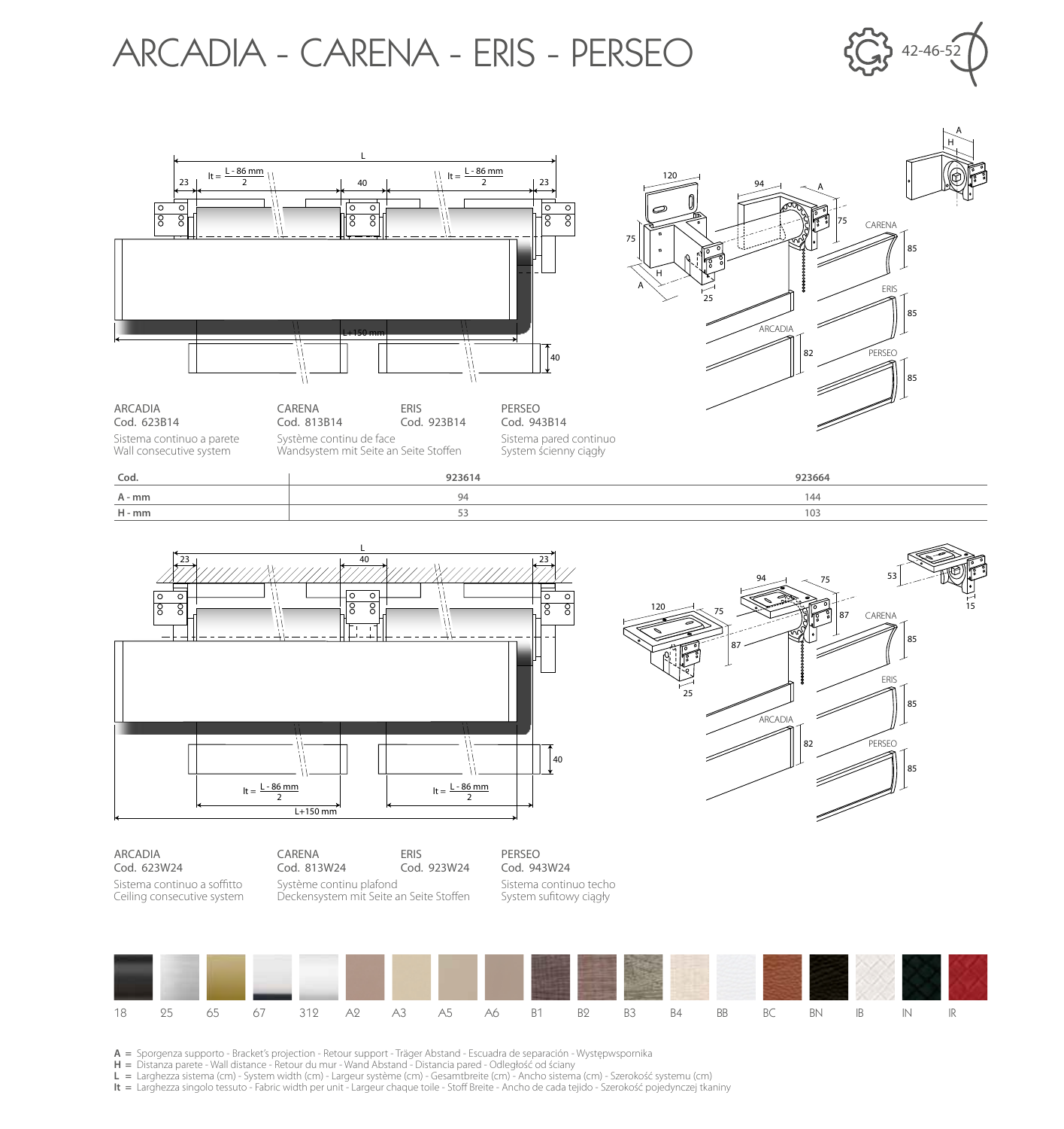# ARCADIA - CARENA - ERIS - PERSEO

42-46-52

ARCADIA
Cod. 623B14

CARENA
Cod. 813B14

ERIS
Cod. 923B14

PERSEO
Cod. 943B14

Sistema continuo a parete
Wall consecutive system
Système continu de face
Wandsystem mit Seite an Seite Stoffen
Sistema pared continuo
System ścienny ciągły

| Cod. | 923614 | 923664 |
|---|---|---|
| A - mm | 94 | 144 |
| H - mm | 53 | 103 |

ARCADIA
Cod. 623W24

CARENA
Cod. 813W24

ERIS
Cod. 923W24

PERSEO
Cod. 943W24

Sistema continuo a soffitto
Ceiling consecutive system
Système continu plafond
Deckensystem mit Seite an Seite Stoffen
Sistema continuo techo
System sufitowy ciągły

18 25 65 67 312 A2 A3 A5 A6 B1 B2 B3 B4 BB BC BN IB IN IR

**A** = Sporgenza supporto - Bracket's projection - Retour support - Träger Abstand - Escuadra de separación - Występwspornika
**H** = Distanza parete - Wall distance - Retour du mur - Wand Abstand - Distancia pared - Odległość od ściany
**L** = Larghezza sistema (cm) - System width (cm) - Largeur système (cm) - Gesamtbreite (cm) - Ancho sistema (cm) - Szerokość systemu (cm)
**lt** = Larghezza singolo tessuto - Fabric width per unit - Largeur chaque toile - Stoff Breite - Ancho de cada tejido - Szerokość pojedynczej tkaniny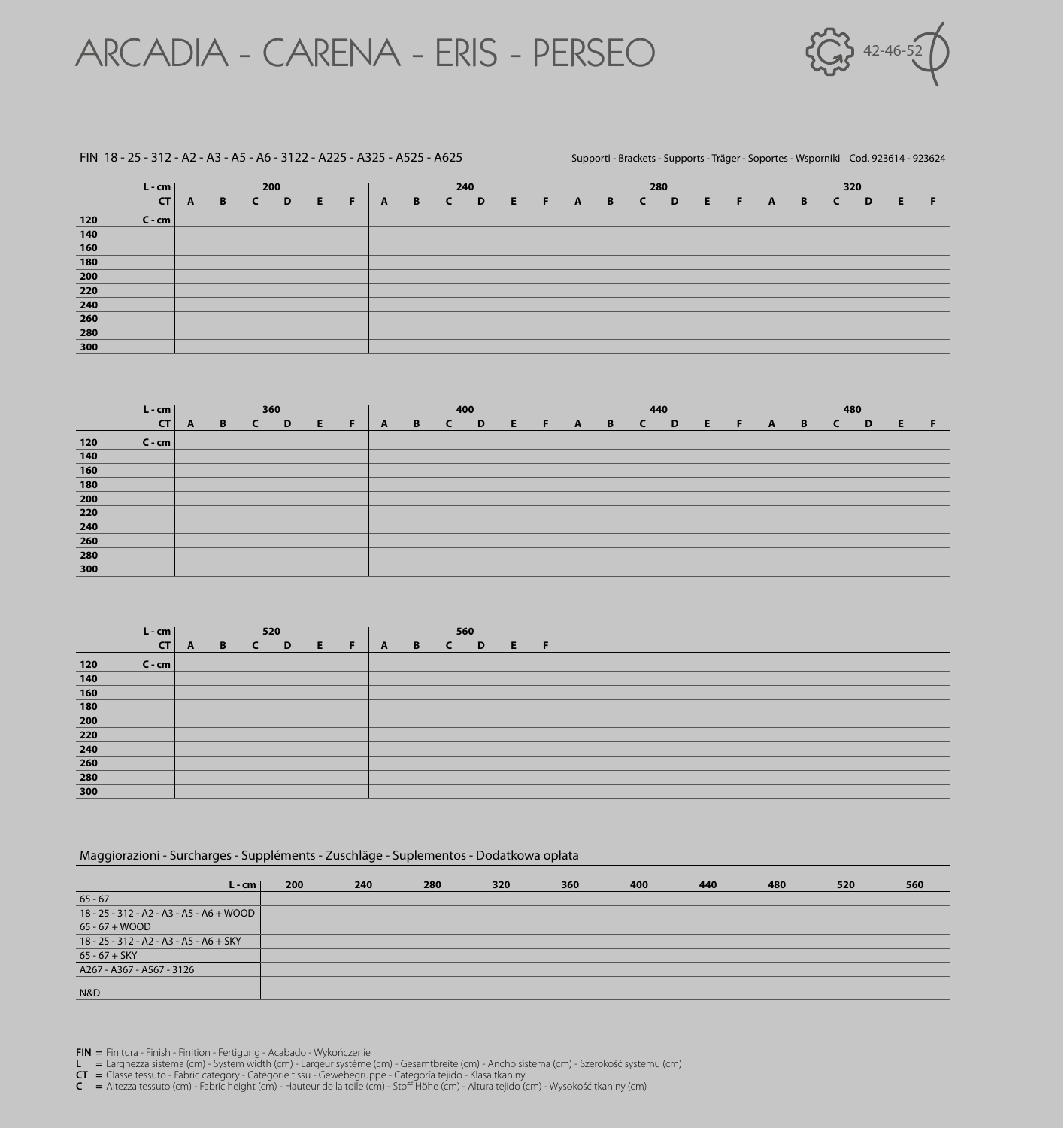# ARCADIA - CARENA - ERIS - PERSEO

42-46-52

FIN 18 - 25 - 312 - A2 - A3 - A5 - A6 - 3122 - A225 - A325 - A525 - A625

Supporti - Brackets - Supports - Träger - Soportes - Wsporniki Cod. 923614 - 923624

| L - cm | | 200 | | | | | | 240 | | | | | | 280 | | | | | | 320 | | | | | |
|---|---|---|---|---|---|---|---|---|---|---|---|---|---|---|---|---|---|---|---|---|---|---|---|---|---|
| | CT | A | B | C | D | E | F | A | B | C | D | E | F | A | B | C | D | E | F | A | B | C | D | E | F |
| 120 | C - cm | | | | | | | | | | | | | | | | | | | | | | | | |
| 140 | | | | | | | | | | | | | | | | | | | | | | | | | |
| 160 | | | | | | | | | | | | | | | | | | | | | | | | | |
| 180 | | | | | | | | | | | | | | | | | | | | | | | | | |
| 200 | | | | | | | | | | | | | | | | | | | | | | | | | |
| 220 | | | | | | | | | | | | | | | | | | | | | | | | | |
| 240 | | | | | | | | | | | | | | | | | | | | | | | | | |
| 260 | | | | | | | | | | | | | | | | | | | | | | | | | |
| 280 | | | | | | | | | | | | | | | | | | | | | | | | | |
| 300 | | | | | | | | | | | | | | | | | | | | | | | | | |

| L - cm | | 360 | | | | | | 400 | | | | | | 440 | | | | | | 480 | | | | | |
|---|---|---|---|---|---|---|---|---|---|---|---|---|---|---|---|---|---|---|---|---|---|---|---|---|---|
| | CT | A | B | C | D | E | F | A | B | C | D | E | F | A | B | C | D | E | F | A | B | C | D | E | F |
| 120 | C - cm | | | | | | | | | | | | | | | | | | | | | | | | |
| 140 | | | | | | | | | | | | | | | | | | | | | | | | | |
| 160 | | | | | | | | | | | | | | | | | | | | | | | | | |
| 180 | | | | | | | | | | | | | | | | | | | | | | | | | |
| 200 | | | | | | | | | | | | | | | | | | | | | | | | | |
| 220 | | | | | | | | | | | | | | | | | | | | | | | | | |
| 240 | | | | | | | | | | | | | | | | | | | | | | | | | |
| 260 | | | | | | | | | | | | | | | | | | | | | | | | | |
| 280 | | | | | | | | | | | | | | | | | | | | | | | | | |
| 300 | | | | | | | | | | | | | | | | | | | | | | | | | |

| L - cm | | 520 | | | | | | 560 | | | | | |
|---|---|---|---|---|---|---|---|---|---|---|---|---|---|
| | CT | A | B | C | D | E | F | A | B | C | D | E | F |
| 120 | C - cm | | | | | | | | | | | | |
| 140 | | | | | | | | | | | | | |
| 160 | | | | | | | | | | | | | |
| 180 | | | | | | | | | | | | | |
| 200 | | | | | | | | | | | | | |
| 220 | | | | | | | | | | | | | |
| 240 | | | | | | | | | | | | | |
| 260 | | | | | | | | | | | | | |
| 280 | | | | | | | | | | | | | |
| 300 | | | | | | | | | | | | | |

Maggiorazioni - Surcharges - Suppléments - Zuschläge - Suplementos - Dodatkowa opłata

| L - cm | 200 | 240 | 280 | 320 | 360 | 400 | 440 | 480 | 520 | 560 |
|---|---|---|---|---|---|---|---|---|---|---|
| 65 - 67 | | | | | | | | | | |
| 18 - 25 - 312 - A2 - A3 - A5 - A6 + WOOD | | | | | | | | | | |
| 65 - 67 + WOOD | | | | | | | | | | |
| 18 - 25 - 312 - A2 - A3 - A5 - A6 + SKY | | | | | | | | | | |
| 65 - 67 + SKY | | | | | | | | | | |
| A267 - A367 - A567 - 3126 | | | | | | | | | | |
| N&D | | | | | | | | | | |

**FIN** = Finitura - Finish - Finition - Fertigung - Acabado - Wykończenie
**L** = Larghezza sistema (cm) - System width (cm) - Largeur système (cm) - Gesamtbreite (cm) - Ancho sistema (cm) - Szerokość systemu (cm)
**CT** = Classe tessuto - Fabric category - Catégorie tissu - Gewebegruppe - Categoría tejido - Klasa tkaniny
**C** = Altezza tessuto (cm) - Fabric height (cm) - Hauteur de la toile (cm) - Stoff Höhe (cm) - Altura tejido (cm) - Wysokość tkaniny (cm)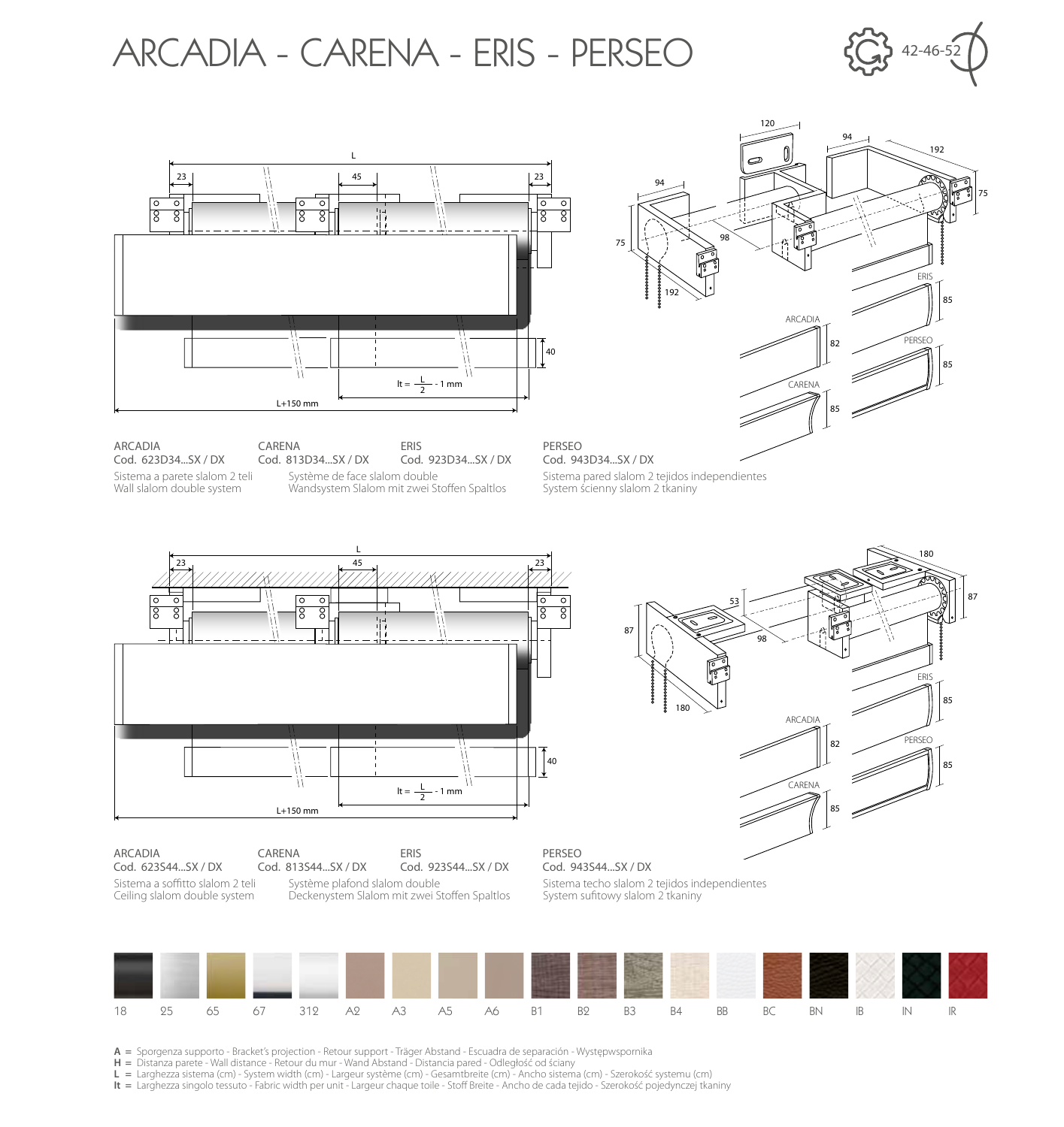# ARCADIA - CARENA - ERIS - PERSEO

42-46-52

$lt = \frac{L}{2} - 1\ mm$

L+150 mm

ARCADIA
Cod. 623D34...SX / DX

CARENA
Cod. 813D34...SX / DX

ERIS
Cod. 923D34...SX / DX

PERSEO
Cod. 943D34...SX / DX

Sistema a parete slalom 2 teli
Wall slalom double system
Système de face slalom double
Wandsystem Slalom mit zwei Stoffen Spaltlos
Sistema pared slalom 2 tejidos independientes
System ścienny slalom 2 tkaniny

$lt = \frac{L}{2} - 1\ mm$

L+150 mm

ARCADIA
Cod. 623S44...SX / DX

CARENA
Cod. 813S44...SX / DX

ERIS
Cod. 923S44...SX / DX

PERSEO
Cod. 943S44...SX / DX

Sistema a soffitto slalom 2 teli
Ceiling slalom double system
Système plafond slalom double
Deckenystem Slalom mit zwei Stoffen Spaltlos
Sistema techo slalom 2 tejidos independientes
System sufitowy slalom 2 tkaniny

18 · 25 · 65 · 67 · 312 · A2 · A3 · A5 · A6 · B1 · B2 · B3 · B4 · BB · BC · BN · IB · IN · IR

**A** = Sporgenza supporto - Bracket's projection - Retour support - Träger Abstand - Escuadra de separación - Występwspornika
**H** = Distanza parete - Wall distance - Retour du mur - Wand Abstand - Distancia pared - Odległość od ściany
**L** = Larghezza sistema (cm) - System width (cm) - Largeur système (cm) - Gesamtbreite (cm) - Ancho sistema (cm) - Szerokość systemu (cm)
**lt** = Larghezza singolo tessuto - Fabric width per unit - Largeur chaque toile - Stoff Breite - Ancho de cada tejido - Szerokość pojedynczej tkaniny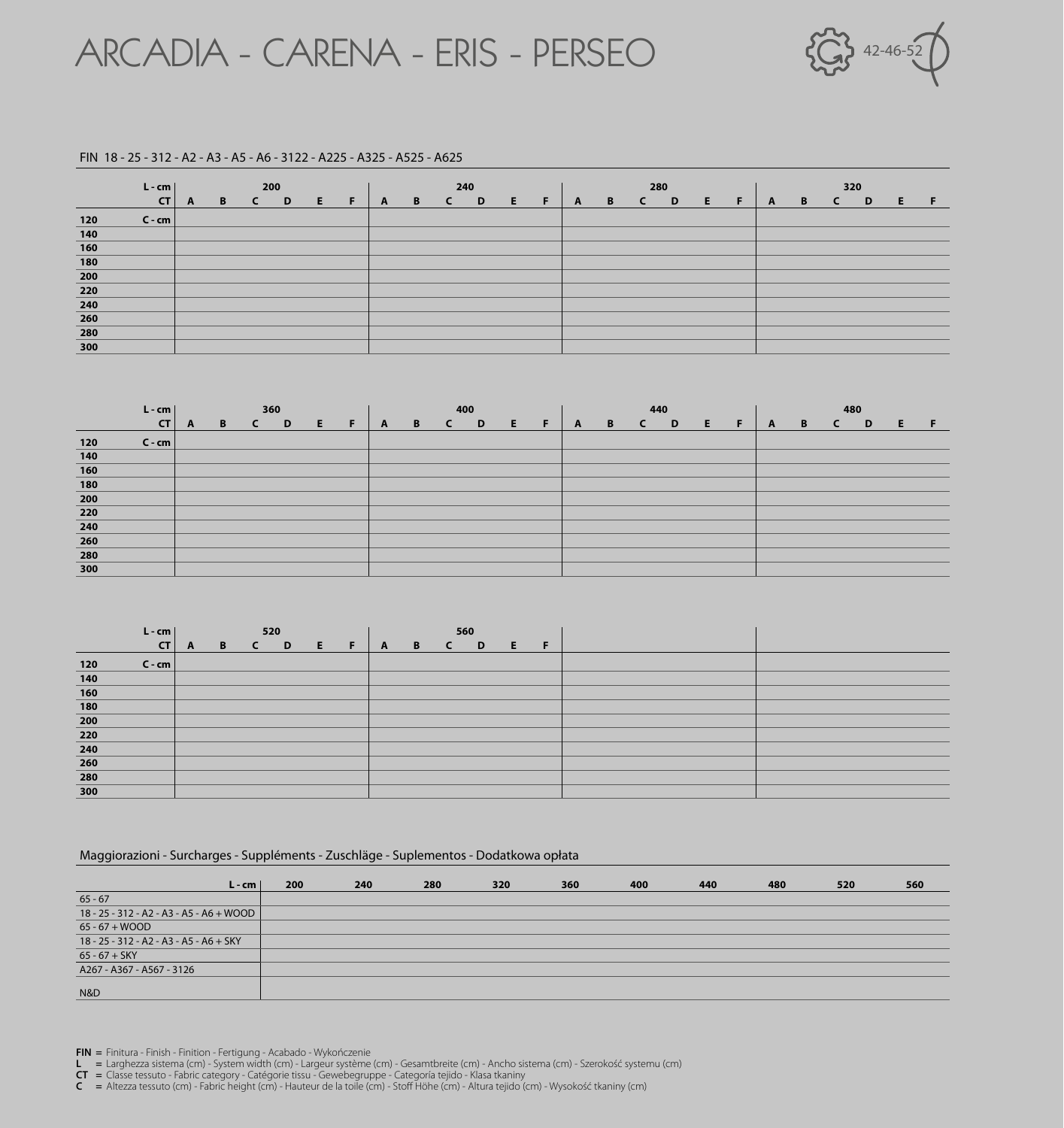# ARCADIA - CARENA - ERIS - PERSEO

42-46-52

FIN 18 - 25 - 312 - A2 - A3 - A5 - A6 - 3122 - A225 - A325 - A525 - A625

| L - cm | 200 | | | | | | 240 | | | | | | 280 | | | | | | 320 | | | | | |
|---|---|---|---|---|---|---|---|---|---|---|---|---|---|---|---|---|---|---|---|---|---|---|---|---|
| CT | A | B | C | D | E | F | A | B | C | D | E | F | A | B | C | D | E | F | A | B | C | D | E | F |
| 120 C - cm | | | | | | | | | | | | | | | | | | | | | | | | |
| 140 | | | | | | | | | | | | | | | | | | | | | | | | |
| 160 | | | | | | | | | | | | | | | | | | | | | | | | |
| 180 | | | | | | | | | | | | | | | | | | | | | | | | |
| 200 | | | | | | | | | | | | | | | | | | | | | | | | |
| 220 | | | | | | | | | | | | | | | | | | | | | | | | |
| 240 | | | | | | | | | | | | | | | | | | | | | | | | |
| 260 | | | | | | | | | | | | | | | | | | | | | | | | |
| 280 | | | | | | | | | | | | | | | | | | | | | | | | |
| 300 | | | | | | | | | | | | | | | | | | | | | | | | |

| L - cm | 360 | | | | | | 400 | | | | | | 440 | | | | | | 480 | | | | | |
|---|---|---|---|---|---|---|---|---|---|---|---|---|---|---|---|---|---|---|---|---|---|---|---|---|
| CT | A | B | C | D | E | F | A | B | C | D | E | F | A | B | C | D | E | F | A | B | C | D | E | F |
| 120 C - cm | | | | | | | | | | | | | | | | | | | | | | | | |
| 140 | | | | | | | | | | | | | | | | | | | | | | | | |
| 160 | | | | | | | | | | | | | | | | | | | | | | | | |
| 180 | | | | | | | | | | | | | | | | | | | | | | | | |
| 200 | | | | | | | | | | | | | | | | | | | | | | | | |
| 220 | | | | | | | | | | | | | | | | | | | | | | | | |
| 240 | | | | | | | | | | | | | | | | | | | | | | | | |
| 260 | | | | | | | | | | | | | | | | | | | | | | | | |
| 280 | | | | | | | | | | | | | | | | | | | | | | | | |
| 300 | | | | | | | | | | | | | | | | | | | | | | | | |

| L - cm | 520 | | | | | | 560 | | | | | |
|---|---|---|---|---|---|---|---|---|---|---|---|---|
| CT | A | B | C | D | E | F | A | B | C | D | E | F |
| 120 C - cm | | | | | | | | | | | | |
| 140 | | | | | | | | | | | | |
| 160 | | | | | | | | | | | | |
| 180 | | | | | | | | | | | | |
| 200 | | | | | | | | | | | | |
| 220 | | | | | | | | | | | | |
| 240 | | | | | | | | | | | | |
| 260 | | | | | | | | | | | | |
| 280 | | | | | | | | | | | | |
| 300 | | | | | | | | | | | | |

Maggiorazioni - Surcharges - Suppléments - Zuschläge - Suplementos - Dodatkowa opłata

| L - cm | 200 | 240 | 280 | 320 | 360 | 400 | 440 | 480 | 520 | 560 |
|---|---|---|---|---|---|---|---|---|---|---|
| 65 - 67 | | | | | | | | | | |
| 18 - 25 - 312 - A2 - A3 - A5 - A6 + WOOD | | | | | | | | | | |
| 65 - 67 + WOOD | | | | | | | | | | |
| 18 - 25 - 312 - A2 - A3 - A5 - A6 + SKY | | | | | | | | | | |
| 65 - 67 + SKY | | | | | | | | | | |
| A267 - A367 - A567 - 3126 | | | | | | | | | | |
| N&D | | | | | | | | | | |

**FIN** = Finitura - Finish - Finition - Fertigung - Acabado - Wykończenie
**L** = Larghezza sistema (cm) - System width (cm) - Largeur système (cm) - Gesamtbreite (cm) - Ancho sistema (cm) - Szerokość systemu (cm)
**CT** = Classe tessuto - Fabric category - Catégorie tissu - Gewebegruppe - Categoría tejido - Klasa tkaniny
**C** = Altezza tessuto (cm) - Fabric height (cm) - Hauteur de la toile (cm) - Stoff Höhe (cm) - Altura tejido (cm) - Wysokość tkaniny (cm)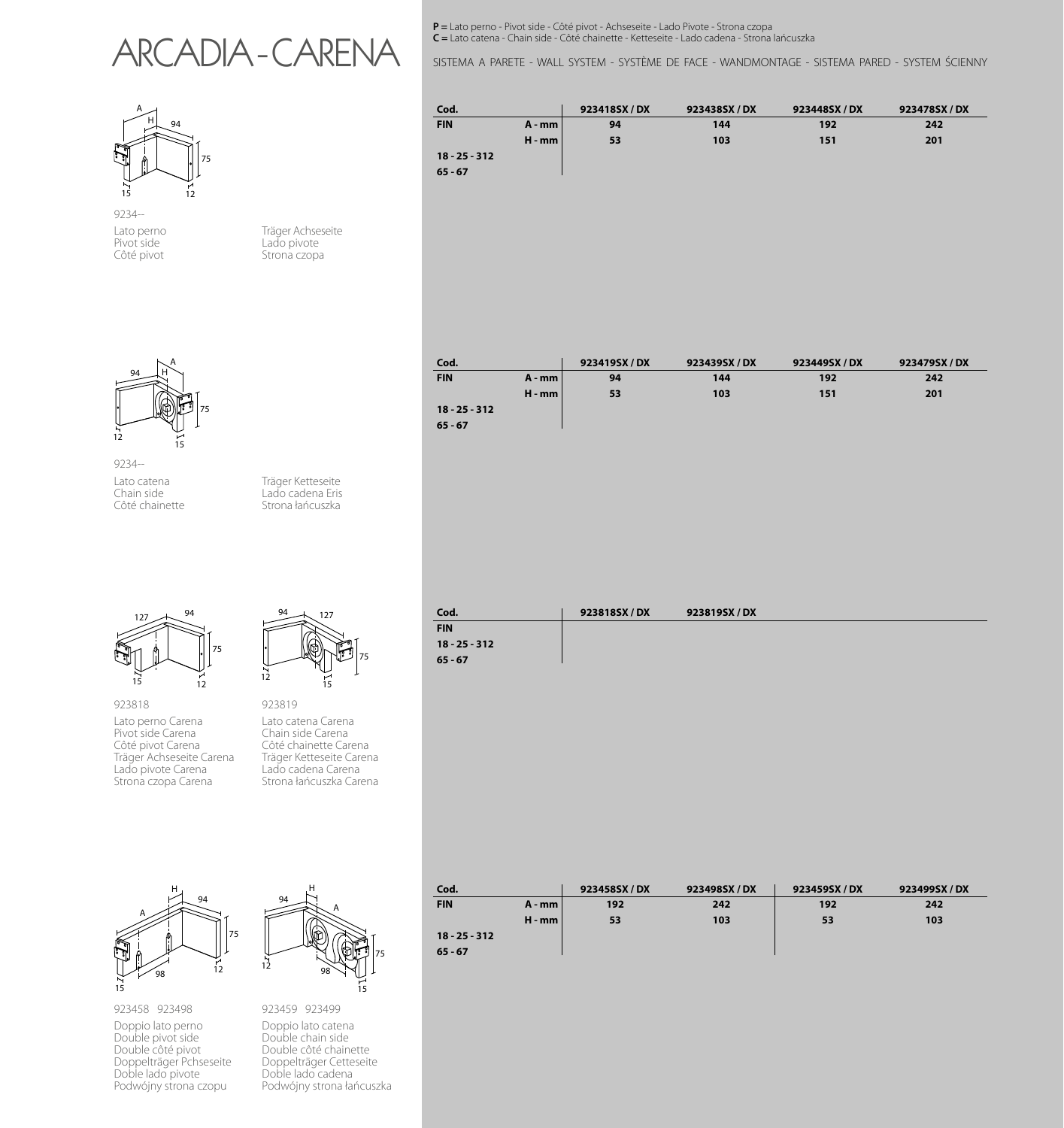# ARCADIA - CARENA

**P =** Lato perno - Pivot side - Côté pivot - Achseseite - Lado Pivote - Strona czopa
**C =** Lato catena - Chain side - Côté chainette - Ketteseite - Lado cadena - Strona łańcuszka

SISTEMA A PARETE - WALL SYSTEM - SYSTÈME DE FACE - WANDMONTAGE - SISTEMA PARED - SYSTEM ŚCIENNY

9234--

Lato perno
Pivot side
Côté pivot
Träger Achseseite
Lado pivote
Strona czopa

| Cod. | | 923418SX / DX | 923438SX / DX | 923448SX / DX | 923478SX / DX |
|---|---|---|---|---|---|
| FIN | A - mm | 94 | 144 | 192 | 242 |
| | H - mm | 53 | 103 | 151 | 201 |
| 18 - 25 - 312 | | | | | |
| 65 - 67 | | | | | |

9234--

Lato catena
Chain side
Côté chainette
Träger Ketteseite
Lado cadena Eris
Strona łańcuszka

| Cod. | | 923419SX / DX | 923439SX / DX | 923449SX / DX | 923479SX / DX |
|---|---|---|---|---|---|
| FIN | A - mm | 94 | 144 | 192 | 242 |
| | H - mm | 53 | 103 | 151 | 201 |
| 18 - 25 - 312 | | | | | |
| 65 - 67 | | | | | |

923818

Lato perno Carena
Pivot side Carena
Côté pivot Carena
Träger Achseseite Carena
Lado pivote Carena
Strona czopa Carena

923819

Lato catena Carena
Chain side Carena
Côté chainette Carena
Träger Ketteseite Carena
Lado cadena Carena
Strona łańcuszka Carena

| Cod. | 923818SX / DX | 923819SX / DX |
|---|---|---|
| FIN | | |
| 18 - 25 - 312 | | |
| 65 - 67 | | |

923458 923498

Doppio lato perno
Double pivot side
Double côté pivot
Doppelträger Pchseseite
Doble lado pivote
Podwójny strona czopu

923459 923499

Doppio lato catena
Double chain side
Double côté chainette
Doppelträger Cetteseite
Doble lado cadena
Podwójny strona łańcuszka

| Cod. | | 923458SX / DX | 923498SX / DX | 923459SX / DX | 923499SX / DX |
|---|---|---|---|---|---|
| FIN | A - mm | 192 | 242 | 192 | 242 |
| | H - mm | 53 | 103 | 53 | 103 |
| 18 - 25 - 312 | | | | | |
| 65 - 67 | | | | | |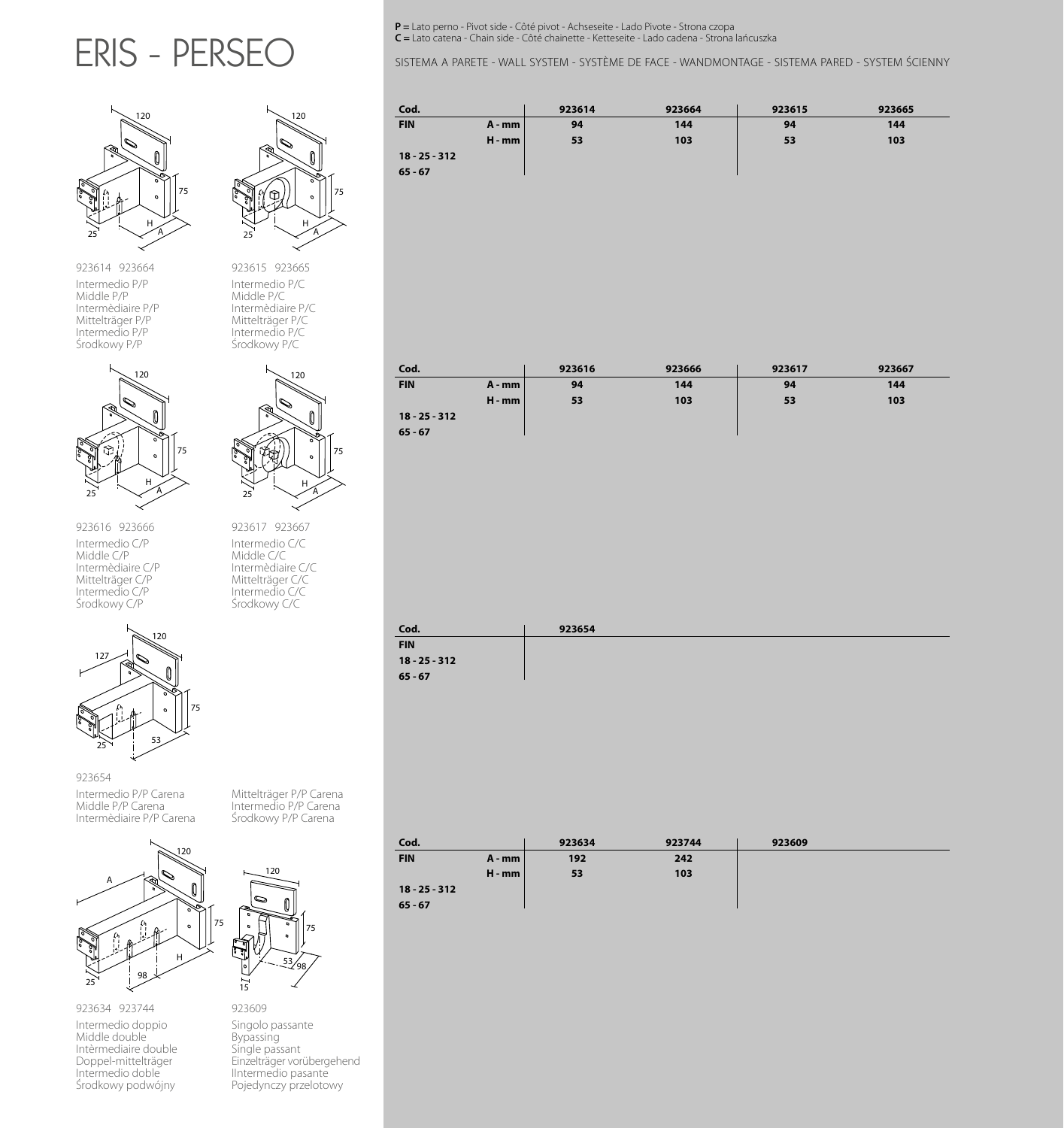# ERIS - PERSEO

**P =** Lato perno - Pivot side - Côté pivot - Achseseite - Lado Pivote - Strona czopa
**C =** Lato catena - Chain side - Côté chainette - Ketteseite - Lado cadena - Strona łańcuszka

SISTEMA A PARETE - WALL SYSTEM - SYSTÈME DE FACE - WANDMONTAGE - SISTEMA PARED - SYSTEM ŚCIENNY

923614 923664

Intermedio P/P
Middle P/P
Intermèdiaire P/P
Mittelträger P/P
Intermedio P/P
Środkowy P/P

923615 923665

Intermedio P/C
Middle P/C
Intermèdiaire P/C
Mittelträger P/C
Intermedio P/C
Środkowy P/C

| Cod. | | 923614 | 923664 | 923615 | 923665 |
|---|---|---|---|---|---|
| FIN | A - mm | 94 | 144 | 94 | 144 |
| | H - mm | 53 | 103 | 53 | 103 |
| 18 - 25 - 312 | | | | | |
| 65 - 67 | | | | | |

923616 923666

Intermedio C/P
Middle C/P
Intermèdiaire C/P
Mittelträger C/P
Intermedio C/P
Środkowy C/P

923617 923667

Intermedio C/C
Middle C/C
Intermèdiaire C/C
Mittelträger C/C
Intermedio C/C
Środkowy C/C

| Cod. | | 923616 | 923666 | 923617 | 923667 |
|---|---|---|---|---|---|
| FIN | A - mm | 94 | 144 | 94 | 144 |
| | H - mm | 53 | 103 | 53 | 103 |
| 18 - 25 - 312 | | | | | |
| 65 - 67 | | | | | |

923654

Intermedio P/P Carena
Middle P/P Carena
Intermèdiaire P/P Carena
Mittelträger P/P Carena
Intermedio P/P Carena
Środkowy P/P Carena

| Cod. | 923654 |
|---|---|
| FIN | |
| 18 - 25 - 312 | |
| 65 - 67 | |

923634 923744

Intermedio doppio
Middle double
Intèrmediaire double
Doppel-mittelträger
Intermedio doble
Środkowy podwójny

923609

Singolo passante
Bypassing
Single passant
Einzelträger vorübergehend
IIntermedio pasante
Pojedynczy przelotowy

| Cod. | | 923634 | 923744 | 923609 |
|---|---|---|---|---|
| FIN | A - mm | 192 | 242 | |
| | H - mm | 53 | 103 | |
| 18 - 25 - 312 | | | | |
| 65 - 67 | | | | |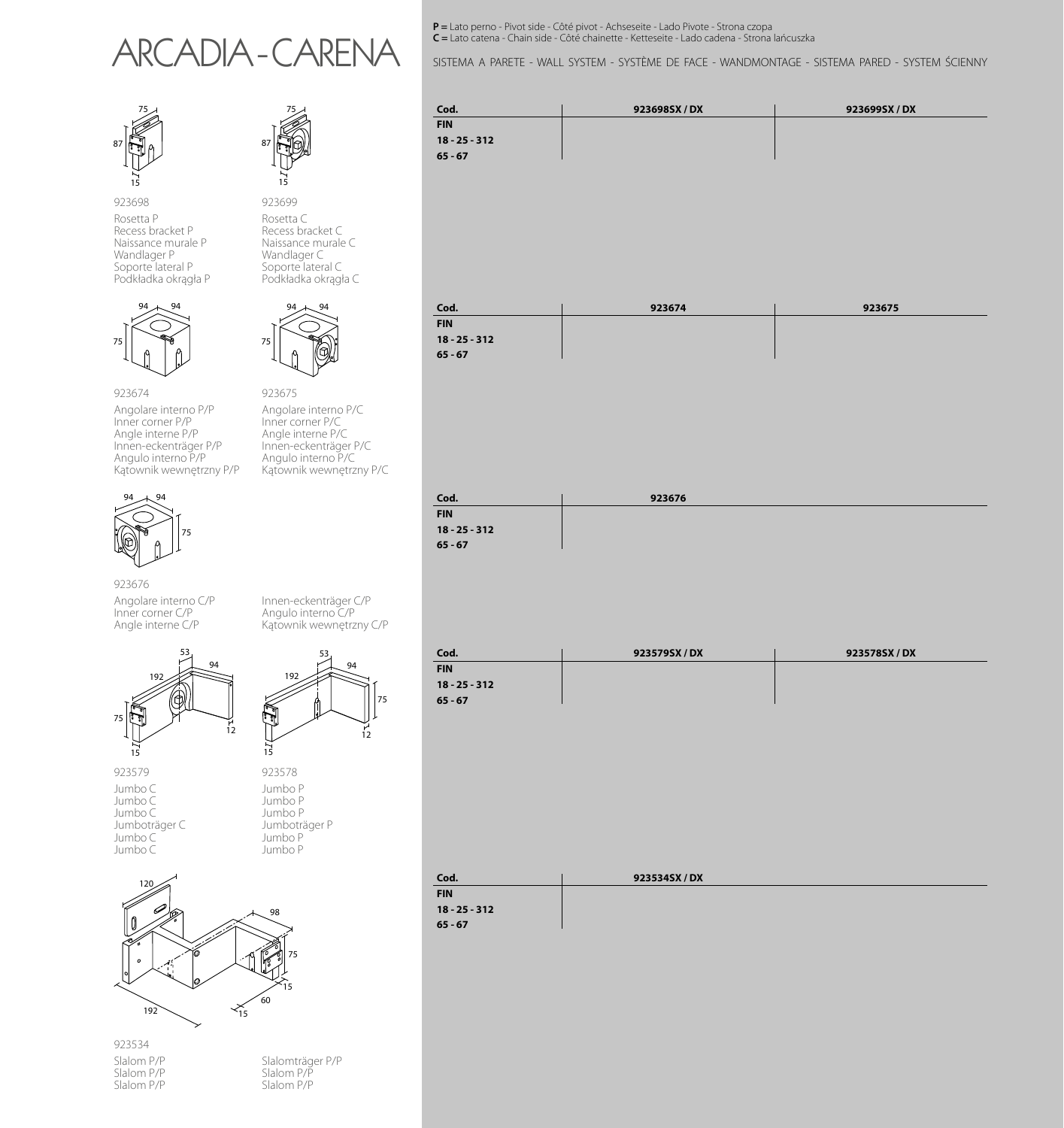# ARCADIA - CARENA

**P =** Lato perno - Pivot side - Côté pivot - Achseseite - Lado Pivote - Strona czopa
**C =** Lato catena - Chain side - Côté chainette - Ketteseite - Lado cadena - Strona łańcuszka

SISTEMA A PARETE - WALL SYSTEM - SYSTÈME DE FACE - WANDMONTAGE - SISTEMA PARED - SYSTEM ŚCIENNY

923698

Rosetta P
Recess bracket P
Naissance murale P
Wandlager P
Soporte lateral P
Podkładka okrągła P

923699

Rosetta C
Recess bracket C
Naissance murale C
Wandlager C
Soporte lateral C
Podkładka okrągła C

| Cod. | 923698SX / DX | 923699SX / DX |
|---|---|---|
| FIN | | |
| 18 - 25 - 312 | | |
| 65 - 67 | | |

923674

Angolare interno P/P
Inner corner P/P
Angle interne P/P
Innen-eckenträger P/P
Angulo interno P/P
Kątownik wewnętrzny P/P

923675

Angolare interno P/C
Inner corner P/C
Angle interne P/C
Innen-eckenträger P/C
Angulo interno P/C
Kątownik wewnętrzny P/C

| Cod. | 923674 | 923675 |
|---|---|---|
| FIN | | |
| 18 - 25 - 312 | | |
| 65 - 67 | | |

923676

Angolare interno C/P
Inner corner C/P
Angle interne C/P
Innen-eckenträger C/P
Angulo interno C/P
Kątownik wewnętrzny C/P

| Cod. | 923676 |
|---|---|
| FIN | |
| 18 - 25 - 312 | |
| 65 - 67 | |

923579

Jumbo C
Jumbo C
Jumbo C
Jumboträger C
Jumbo C
Jumbo C

923578

Jumbo P
Jumbo P
Jumbo P
Jumboträger P
Jumbo P
Jumbo P

| Cod. | 923579SX / DX | 923578SX / DX |
|---|---|---|
| FIN | | |
| 18 - 25 - 312 | | |
| 65 - 67 | | |

923534

Slalom P/P
Slalom P/P
Slalom P/P
Slalomträger P/P
Slalom P/P
Slalom P/P

| Cod. | 923534SX / DX |
|---|---|
| FIN | |
| 18 - 25 - 312 | |
| 65 - 67 | |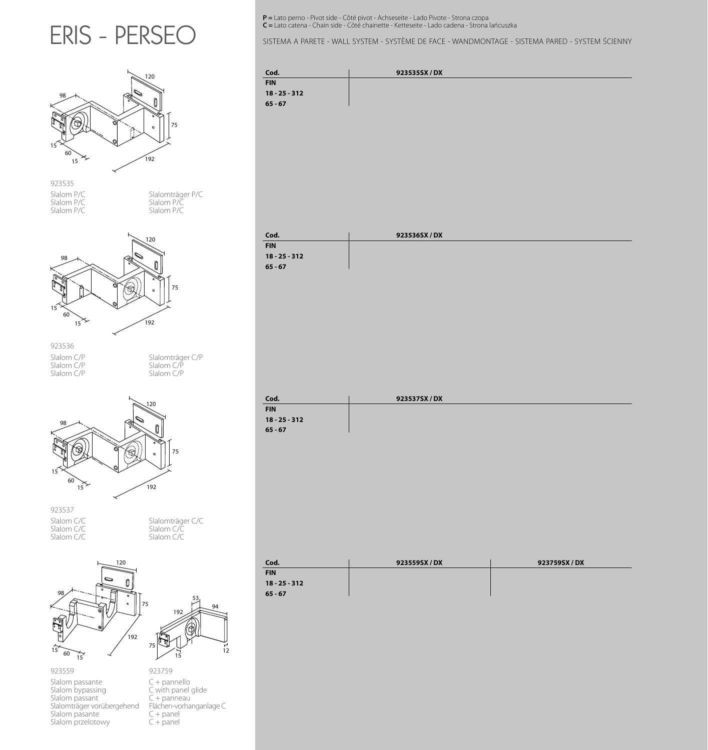# ERIS - PERSEO

**P =** Lato perno - Pivot side - Côté pivot - Achseseite - Lado Pivote - Strona czopa
**C =** Lato catena - Chain side - Côté chainette - Ketteseite - Lado cadena - Strona łańcuszka

SISTEMA A PARETE - WALL SYSTEM - SYSTÈME DE FACE - WANDMONTAGE - SISTEMA PARED - SYSTEM ŚCIENNY

923535

Slalom P/C
Slalom P/C
Slalom P/C
Slalomträger P/C
Slalom P/C
Slalom P/C

| Cod. | 923535SX / DX |
|---|---|
| FIN | |
| 18 - 25 - 312 | |
| 65 - 67 | |

923536

Slalom C/P
Slalom C/P
Slalom C/P
Slalomträger C/P
Slalom C/P
Slalom C/P

| Cod. | 923536SX / DX |
|---|---|
| FIN | |
| 18 - 25 - 312 | |
| 65 - 67 | |

923537

Slalom C/C
Slalom C/C
Slalom C/C
Slalomträger C/C
Slalom C/C
Slalom C/C

| Cod. | 923537SX / DX |
|---|---|
| FIN | |
| 18 - 25 - 312 | |
| 65 - 67 | |

923559

Slalom passante
Slalom bypassing
Slalom passant
Slalomträger vorübergehend
Slalom pasante
Slalom przelotowy

923759

C + pannello
C with panel glide
C + panneau
Flächen-vorhanganlage C
C + panel
C + panel

| Cod. | 923559SX / DX | 923759SX / DX |
|---|---|---|
| FIN | | |
| 18 - 25 - 312 | | |
| 65 - 67 | | |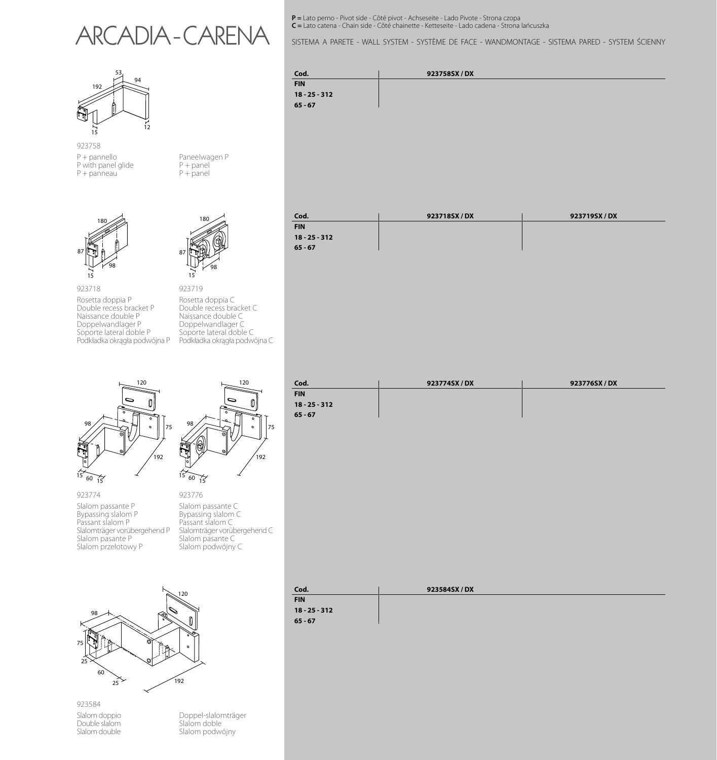# ARCADIA - CARENA

**P =** Lato perno - Pivot side - Côté pivot - Achseseite - Lado Pivote - Strona czopa
**C =** Lato catena - Chain side - Côté chainette - Ketteseite - Lado cadena - Strona łańcuszka

SISTEMA A PARETE - WALL SYSTEM - SYSTÈME DE FACE - WANDMONTAGE - SISTEMA PARED - SYSTEM ŚCIENNY

923758

P + pannello
P with panel glide
P + panneau
Paneelwagen P
P + panel
P + panel

| Cod. | 923758SX / DX |
|---|---|
| FIN | |
| 18 - 25 - 312 | |
| 65 - 67 | |

923718

Rosetta doppia P
Double recess bracket P
Naissance double P
Doppelwandlager P
Soporte lateral doble P
Podkładka okrągła podwójna P

923719

Rosetta doppia C
Double recess bracket C
Naissance double C
Doppelwandlager C
Soporte lateral doble C
Podkładka okrągła podwójna C

| Cod. | 923718SX / DX | 923719SX / DX |
|---|---|---|
| FIN | | |
| 18 - 25 - 312 | | |
| 65 - 67 | | |

923774

Slalom passante P
Bypassing slalom P
Passant slalom P
Slalomträger vorübergehend P
Slalom pasante P
Slalom przelotowy P

923776

Slalom passante C
Bypassing slalom C
Passant slalom C
Slalomträger vorübergehend C
Slalom pasante C
Slalom podwójny C

| Cod. | 923774SX / DX | 923776SX / DX |
|---|---|---|
| FIN | | |
| 18 - 25 - 312 | | |
| 65 - 67 | | |

923584

Slalom doppio
Double slalom
Slalom double
Doppel-slalomträger
Slalom doble
Slalom podwójny

| Cod. | 923584SX / DX |
|---|---|
| FIN | |
| 18 - 25 - 312 | |
| 65 - 67 | |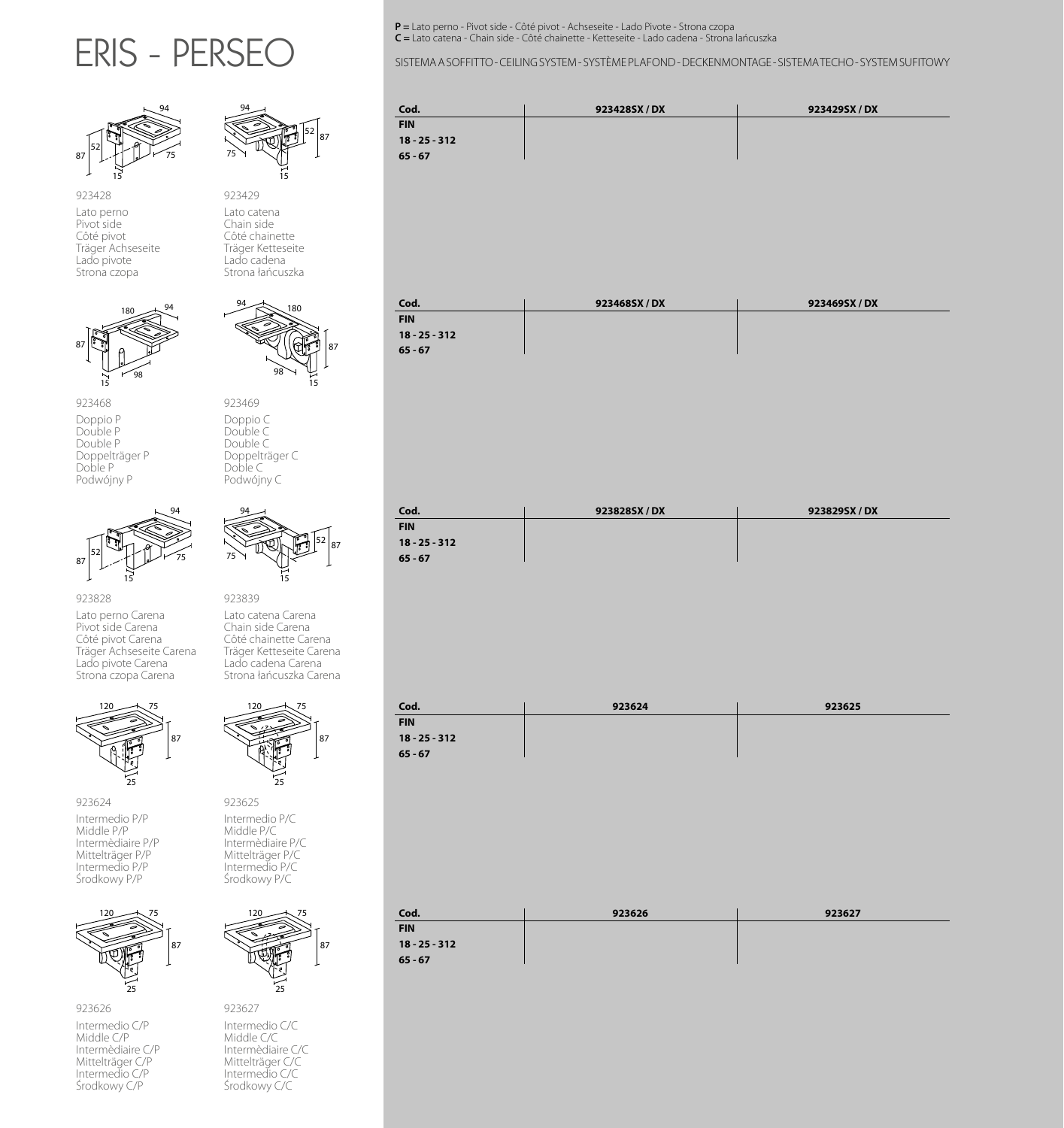# ERIS - PERSEO

**P =** Lato perno - Pivot side - Côté pivot - Achseseite - Lado Pivote - Strona czopa
**C =** Lato catena - Chain side - Côté chainette - Ketteseite - Lado cadena - Strona łańcuszka

SISTEMA A SOFFITTO - CEILING SYSTEM - SYSTÈME PLAFOND - DECKENMONTAGE - SISTEMA TECHO - SYSTEM SUFITOWY

923428

Lato perno
Pivot side
Côté pivot
Träger Achseseite
Lado pivote
Strona czopa

923429

Lato catena
Chain side
Côté chainette
Träger Ketteseite
Lado cadena
Strona łańcuszka

| Cod. | 923428SX / DX | 923429SX / DX |
|---|---|---|
| FIN | | |
| 18 - 25 - 312 | | |
| 65 - 67 | | |

923468

Doppio P
Double P
Double P
Doppelträger P
Doble P
Podwójny P

923469

Doppio C
Double C
Double C
Doppelträger C
Doble C
Podwójny C

| Cod. | 923468SX / DX | 923469SX / DX |
|---|---|---|
| FIN | | |
| 18 - 25 - 312 | | |
| 65 - 67 | | |

923828

Lato perno Carena
Pivot side Carena
Côté pivot Carena
Träger Achseseite Carena
Lado pivote Carena
Strona czopa Carena

923839

Lato catena Carena
Chain side Carena
Côté chainette Carena
Träger Ketteseite Carena
Lado cadena Carena
Strona łańcuszka Carena

| Cod. | 923828SX / DX | 923829SX / DX |
|---|---|---|
| FIN | | |
| 18 - 25 - 312 | | |
| 65 - 67 | | |

923624

Intermedio P/P
Middle P/P
Intermèdiaire P/P
Mittelträger P/P
Intermedio P/P
Środkowy P/P

923625

Intermedio P/C
Middle P/C
Intermèdiaire P/C
Mittelträger P/C
Intermedio P/C
Środkowy P/C

| Cod. | 923624 | 923625 |
|---|---|---|
| FIN | | |
| 18 - 25 - 312 | | |
| 65 - 67 | | |

923626

Intermedio C/P
Middle C/P
Intermèdiaire C/P
Mittelträger C/P
Intermedio C/P
Środkowy C/P

923627

Intermedio C/C
Middle C/C
Intermèdiaire C/C
Mittelträger C/C
Intermedio C/C
Środkowy C/C

| Cod. | 923626 | 923627 |
|---|---|---|
| FIN | | |
| 18 - 25 - 312 | | |
| 65 - 67 | | |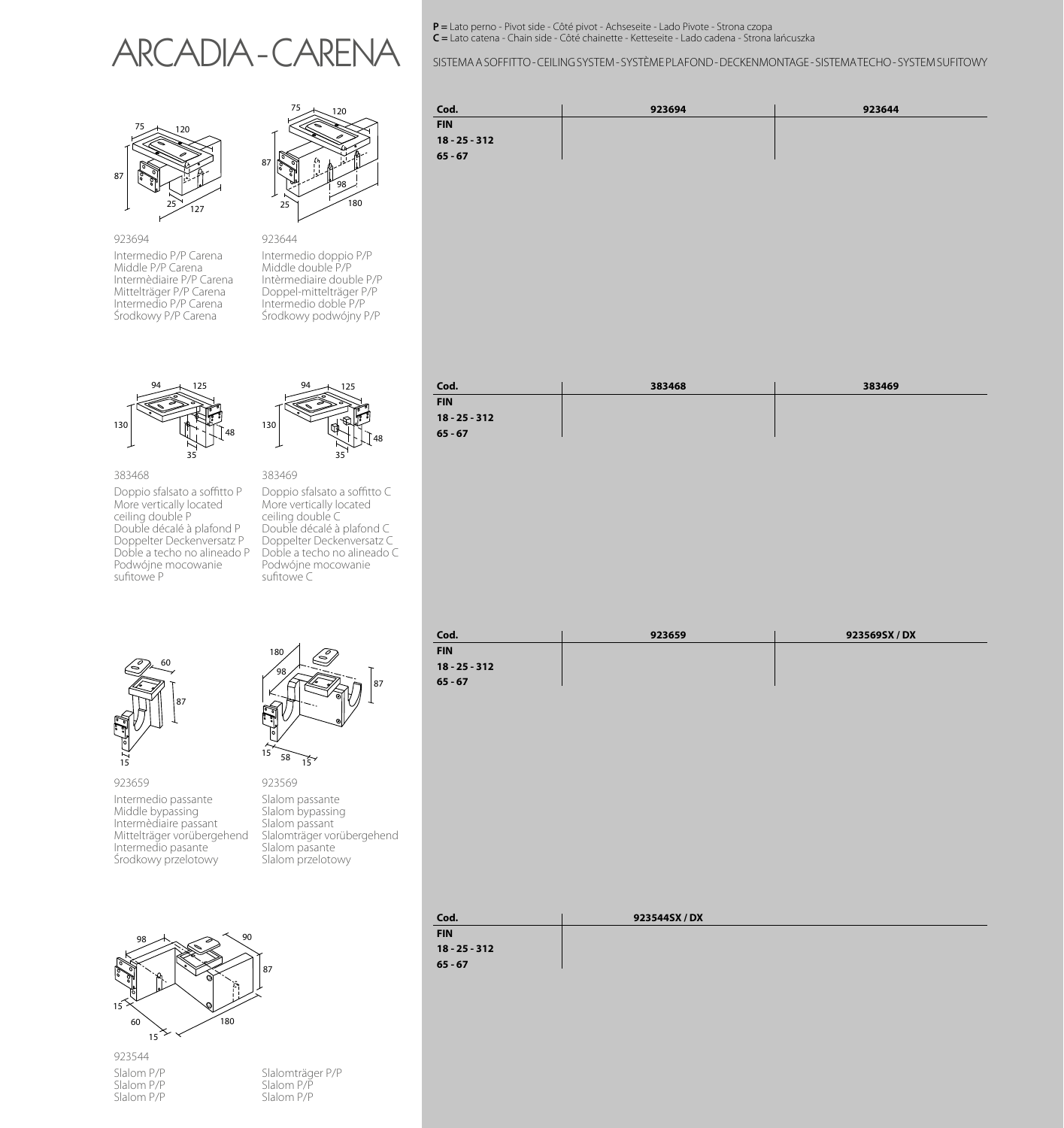# ARCADIA - CARENA

**P =** Lato perno - Pivot side - Côté pivot - Achseseite - Lado Pivote - Strona czopa
**C =** Lato catena - Chain side - Côté chainette - Ketteseite - Lado cadena - Strona łańcuszka

SISTEMA A SOFFITTO - CEILING SYSTEM - SYSTÈME PLAFOND - DECKENMONTAGE - SISTEMA TECHO - SYSTEM SUFITOWY

923694

Intermedio P/P Carena
Middle P/P Carena
Intermèdiaire P/P Carena
Mittelträger P/P Carena
Intermedio P/P Carena
Środkowy P/P Carena

923644

Intermedio doppio P/P
Middle double P/P
Intèrmediaire double P/P
Doppel-mittelträger P/P
Intermedio doble P/P
Środkowy podwójny P/P

| Cod. | 923694 | 923644 |
|---|---|---|
| FIN | | |
| 18 - 25 - 312 | | |
| 65 - 67 | | |

383468

Doppio sfalsato a soffitto P
More vertically located ceiling double P
Double décalé à plafond P
Doppelter Deckenversatz P
Doble a techo no alineado P
Podwójne mocowanie sufitowe P

383469

Doppio sfalsato a soffitto C
More vertically located ceiling double C
Double décalé à plafond C
Doppelter Deckenversatz C
Doble a techo no alineado C
Podwójne mocowanie sufitowe C

| Cod. | 383468 | 383469 |
|---|---|---|
| FIN | | |
| 18 - 25 - 312 | | |
| 65 - 67 | | |

923659

Intermedio passante
Middle bypassing
Intermèdiaire passant
Mittelträger vorübergehend
Intermedio pasante
Środkowy przelotowy

923569

Slalom passante
Slalom bypassing
Slalom passant
Slalomträger vorübergehend
Slalom pasante
Slalom przelotowy

| Cod. | 923659 | 923569SX / DX |
|---|---|---|
| FIN | | |
| 18 - 25 - 312 | | |
| 65 - 67 | | |

923544

Slalom P/P
Slalom P/P
Slalom P/P
Slalomträger P/P
Slalom P/P
Slalom P/P

| Cod. | 923544SX / DX |
|---|---|
| FIN | |
| 18 - 25 - 312 | |
| 65 - 67 | |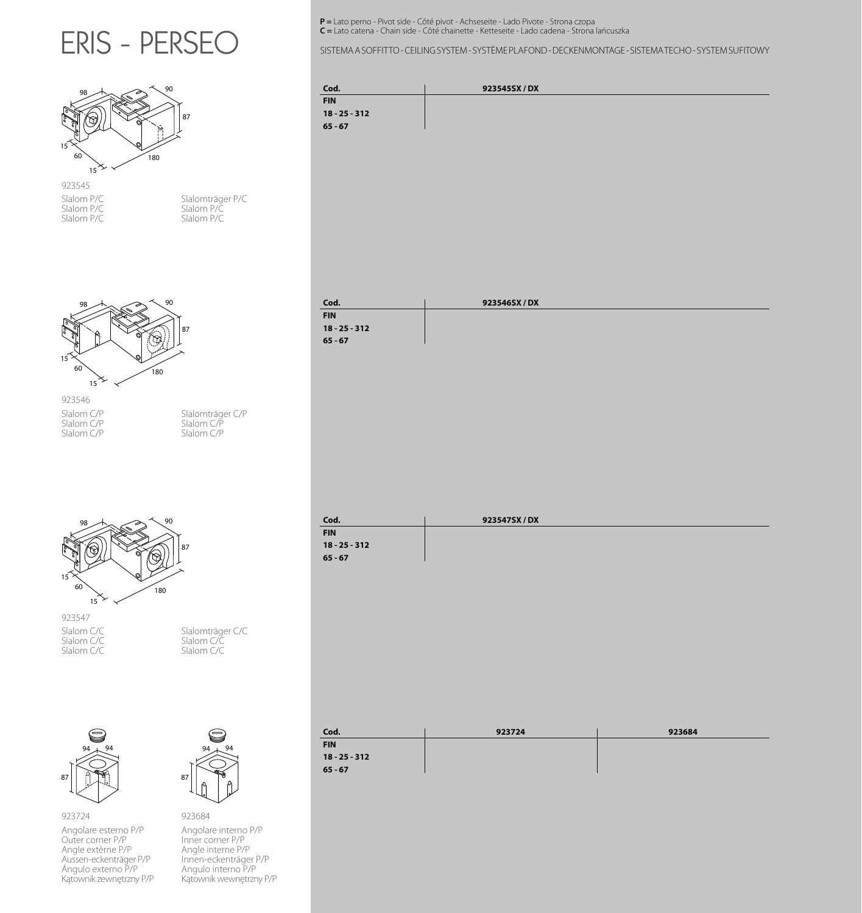# ERIS - PERSEO

**P =** Lato perno - Pivot side - Côté pivot - Achseseite - Lado Pivote - Strona czopa
**C =** Lato catena - Chain side - Côté chainette - Ketteseite - Lado cadena - Strona łańcuszka

SISTEMA A SOFFITTO - CEILING SYSTEM - SYSTÈME PLAFOND - DECKENMONTAGE - SISTEMA TECHO - SYSTEM SUFITOWY

923545

Slalom P/C
Slalom P/C
Slalom P/C
Slalomträger P/C
Slalom P/C
Slalom P/C

| Cod. | 923545SX / DX |
|---|---|
| FIN | |
| 18 - 25 - 312 | |
| 65 - 67 | |

923546

Slalom C/P
Slalom C/P
Slalom C/P
Slalomträger C/P
Slalom C/P
Slalom C/P

| Cod. | 923546SX / DX |
|---|---|
| FIN | |
| 18 - 25 - 312 | |
| 65 - 67 | |

923547

Slalom C/C
Slalom C/C
Slalom C/C
Slalomträger C/C
Slalom C/C
Slalom C/C

| Cod. | 923547SX / DX |
|---|---|
| FIN | |
| 18 - 25 - 312 | |
| 65 - 67 | |

923724

Angolare esterno P/P
Outer corner P/P
Angle extèrne P/P
Aussen-eckenträger P/P
Ángulo externo P/P
Kątownik zewnętrzny P/P

923684

Angolare interno P/P
Inner corner P/P
Angle interne P/P
Innen-eckenträger P/P
Angulo interno P/P
Kątownik wewnętrzny P/P

| Cod. | 923724 | 923684 |
|---|---|---|
| FIN | | |
| 18 - 25 - 312 | | |
| 65 - 67 | | |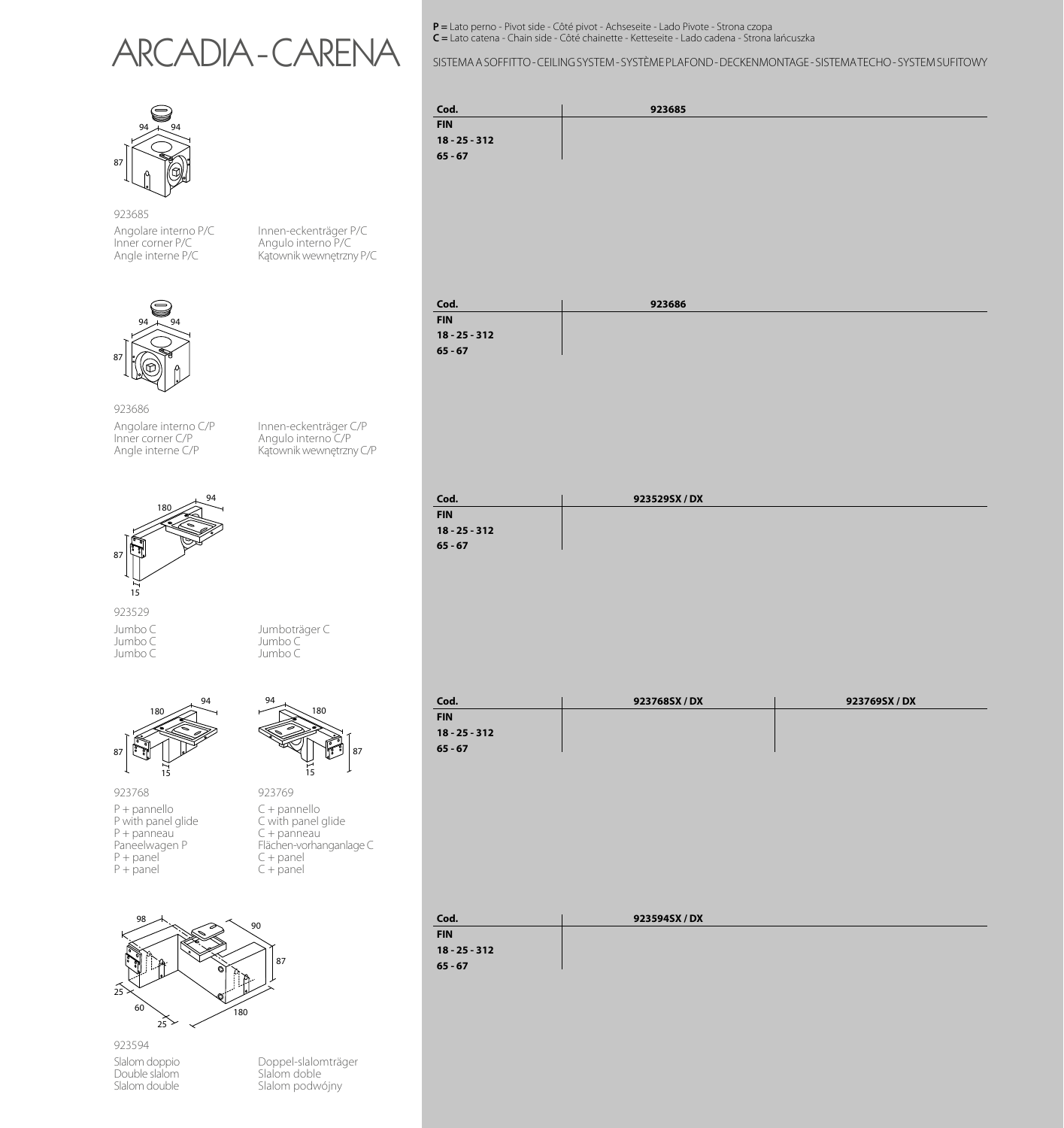# ARCADIA - CARENA

**P =** Lato perno - Pivot side - Côté pivot - Achseseite - Lado Pivote - Strona czopa
**C =** Lato catena - Chain side - Côté chainette - Ketteseite - Lado cadena - Strona łańcuszka

SISTEMA A SOFFITTO - CEILING SYSTEM - SYSTÈME PLAFOND - DECKENMONTAGE - SISTEMA TECHO - SYSTEM SUFITOWY

94 94 87

923685

Angolare interno P/C
Inner corner P/C
Angle interne P/C

Innen-eckenträger P/C
Angulo interno P/C
Kątownik wewnętrzny P/C

| Cod. | 923685 |
|---|---|
| FIN | |
| 18 - 25 - 312 | |
| 65 - 67 | |

94 94 87

923686

Angolare interno C/P
Inner corner C/P
Angle interne C/P

Innen-eckenträger C/P
Angulo interno C/P
Kątownik wewnętrzny C/P

| Cod. | 923686 |
|---|---|
| FIN | |
| 18 - 25 - 312 | |
| 65 - 67 | |

180 94 87 15

923529

Jumbo C
Jumbo C
Jumbo C

Jumboträger C
Jumbo C
Jumbo C

| Cod. | 923529SX / DX |
|---|---|
| FIN | |
| 18 - 25 - 312 | |
| 65 - 67 | |

180 94 87 15

923768

P + pannello
P with panel glide
P + panneau
Paneelwagen P
P + panel
P + panel

94 180 87 15

923769

C + pannello
C with panel glide
C + panneau
Flächen-vorhanganlage C
C + panel
C + panel

| Cod. | 923768SX / DX | 923769SX / DX |
|---|---|---|
| FIN | | |
| 18 - 25 - 312 | | |
| 65 - 67 | | |

98 90 87 25 60 25 180

923594

Slalom doppio
Double slalom
Slalom double

Doppel-slalomträger
Slalom doble
Slalom podwójny

| Cod. | 923594SX / DX |
|---|---|
| FIN | |
| 18 - 25 - 312 | |
| 65 - 67 | |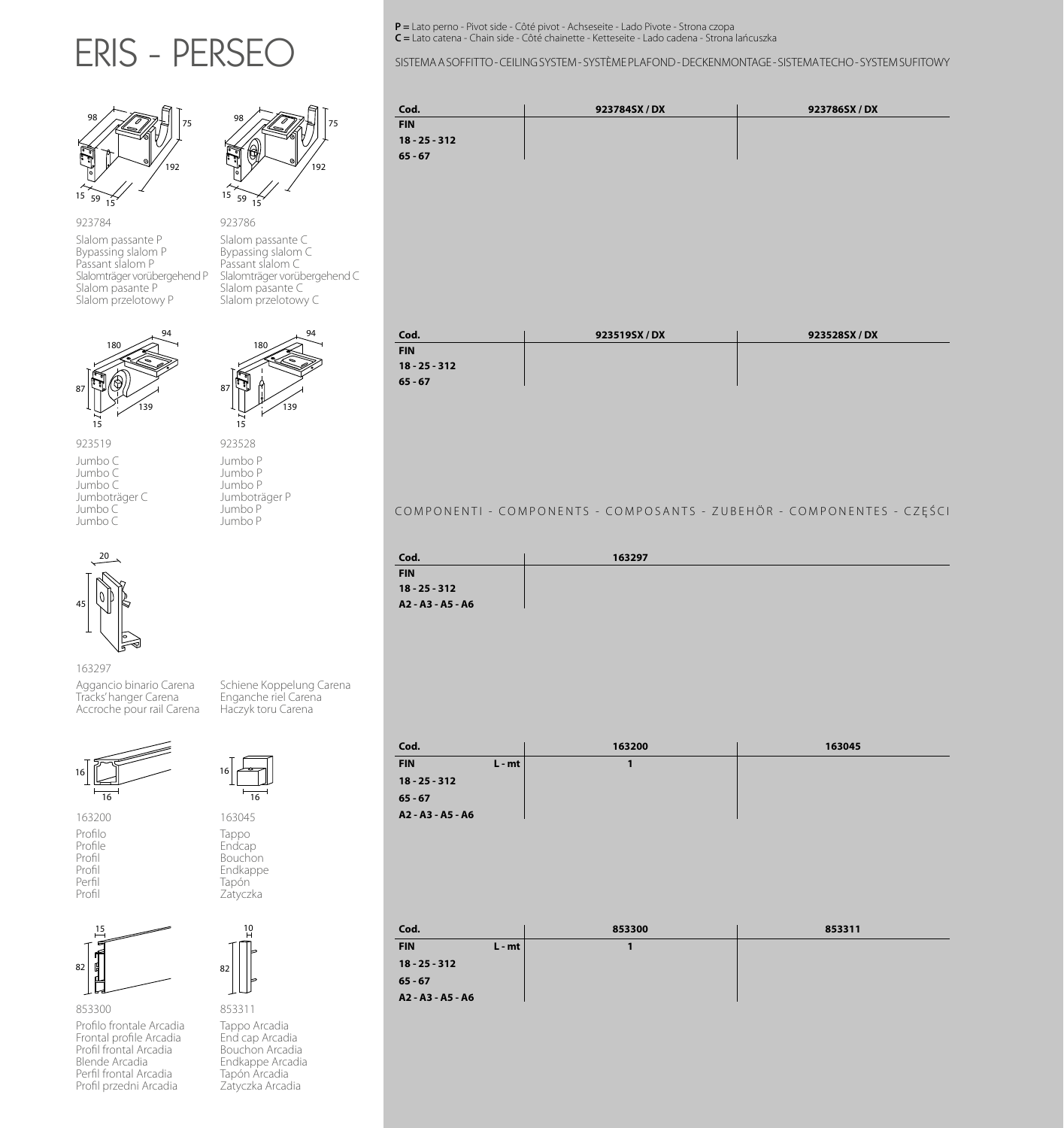# ERIS - PERSEO

98 75 192 15 59 15

923784

Slalom passante P
Bypassing slalom P
Passant slalom P
Slalomträger vorübergehend P
Slalom pasante P
Slalom przelotowy P

98 75 192 15 59 15

923786

Slalom passante C
Bypassing slalom C
Passant slalom C
Slalomträger vorübergehend C
Slalom pasante C
Slalom przelotowy C

180 94 87 139 15

923519

Jumbo C
Jumbo C
Jumbo C
Jumboträger C
Jumbo C
Jumbo C

180 94 87 139 15

923528

Jumbo P
Jumbo P
Jumbo P
Jumboträger P
Jumbo P
Jumbo P

20 45

163297

Aggancio binario Carena
Tracks' hanger Carena
Accroche pour rail Carena
Schiene Koppelung Carena
Enganche riel Carena
Haczyk toru Carena

16 16

163200

Profilo
Profile
Profil
Profil
Perfil
Profil

16 16

163045

Tappo
Endcap
Bouchon
Endkappe
Tapón
Zatyczka

15 82

853300

Profilo frontale Arcadia
Frontal profile Arcadia
Profil frontal Arcadia
Blende Arcadia
Perfil frontal Arcadia
Profil przedni Arcadia

10 82

853311

Tappo Arcadia
End cap Arcadia
Bouchon Arcadia
Endkappe Arcadia
Tapón Arcadia
Zatyczka Arcadia

**P =** Lato perno - Pivot side - Côté pivot - Achseseite - Lado Pivote - Strona czopa
**C =** Lato catena - Chain side - Côté chainette - Ketteseite - Lado cadena - Strona łańcuszka

SISTEMA A SOFFITTO - CEILING SYSTEM - SYSTÈME PLAFOND - DECKENMONTAGE - SISTEMA TECHO - SYSTEM SUFITOWY

| Cod. | 923784SX / DX | 923786SX / DX |
|---|---|---|
| **FIN** | | |
| **18 - 25 - 312** | | |
| **65 - 67** | | |

| Cod. | 923519SX / DX | 923528SX / DX |
|---|---|---|
| **FIN** | | |
| **18 - 25 - 312** | | |
| **65 - 67** | | |

COMPONENTI - COMPONENTS - COMPOSANTS - ZUBEHÖR - COMPONENTES - CZĘŚCI

| Cod. | 163297 |
|---|---|
| **FIN** | |
| **18 - 25 - 312** | |
| **A2 - A3 - A5 - A6** | |

| Cod. | | 163200 | 163045 |
|---|---|---|---|
| **FIN** | **L - mt** | **1** | |
| **18 - 25 - 312** | | | |
| **65 - 67** | | | |
| **A2 - A3 - A5 - A6** | | | |

| Cod. | | 853300 | 853311 |
|---|---|---|---|
| **FIN** | **L - mt** | **1** | |
| **18 - 25 - 312** | | | |
| **65 - 67** | | | |
| **A2 - A3 - A5 - A6** | | | |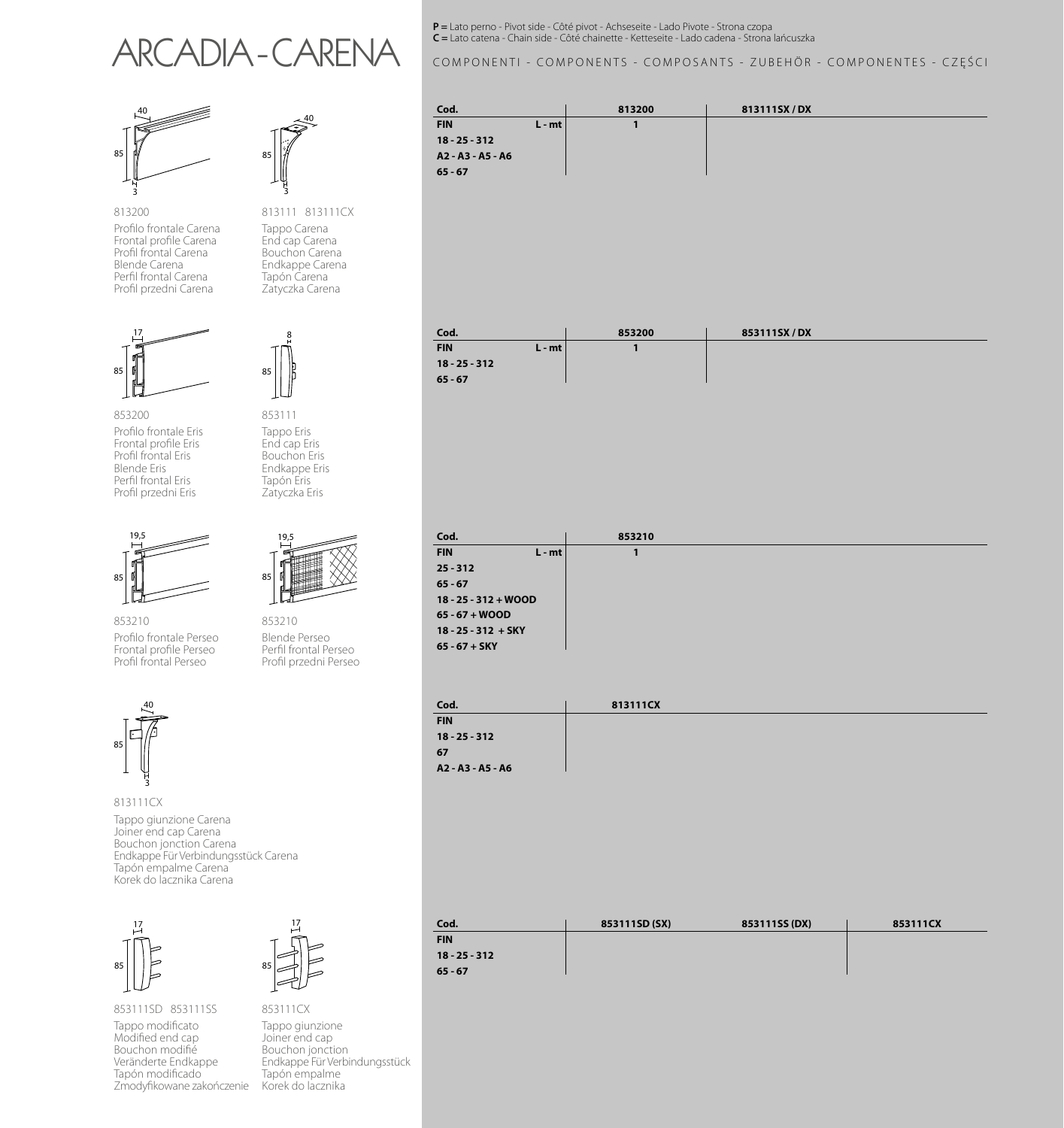# ARCADIA - CARENA

**P =** Lato perno - Pivot side - Côté pivot - Achseseite - Lado Pivote - Strona czopa
**C =** Lato catena - Chain side - Côté chainette - Ketteseite - Lado cadena - Strona łańcuszka

COMPONENTI - COMPONENTS - COMPOSANTS - ZUBEHÖR - COMPONENTES - CZĘŚCI

40
85
3

813200

Profilo frontale Carena
Frontal profile Carena
Profil frontal Carena
Blende Carena
Perfil frontal Carena
Profil przedni Carena

40
85
3

813111 813111CX

Tappo Carena
End cap Carena
Bouchon Carena
Endkappe Carena
Tapón Carena
Zatyczka Carena

| Cod. | | 813200 | 813111SX / DX |
|---|---|---|---|
| FIN | L - mt | 1 | |
| 18 - 25 - 312 | | | |
| A2 - A3 - A5 - A6 | | | |
| 65 - 67 | | | |

17
85

853200

Profilo frontale Eris
Frontal profile Eris
Profil frontal Eris
Blende Eris
Perfil frontal Eris
Profil przedni Eris

8
85

853111

Tappo Eris
End cap Eris
Bouchon Eris
Endkappe Eris
Tapón Eris
Zatyczka Eris

| Cod. | | 853200 | 853111SX / DX |
|---|---|---|---|
| FIN | L - mt | 1 | |
| 18 - 25 - 312 | | | |
| 65 - 67 | | | |

19,5
85

853210

Profilo frontale Perseo
Frontal profile Perseo
Profil frontal Perseo

19,5
85

853210

Blende Perseo
Perfil frontal Perseo
Profil przedni Perseo

| Cod. | | 853210 |
|---|---|---|
| FIN | L - mt | 1 |
| 25 - 312 | | |
| 65 - 67 | | |
| 18 - 25 - 312 + WOOD | | |
| 65 - 67 + WOOD | | |
| 18 - 25 - 312 + SKY | | |
| 65 - 67 + SKY | | |

40
85
3

813111CX

Tappo giunzione Carena
Joiner end cap Carena
Bouchon jonction Carena
Endkappe Für Verbindungsstück Carena
Tapón empalme Carena
Korek do lacznika Carena

| Cod. | 813111CX |
|---|---|
| FIN | |
| 18 - 25 - 312 | |
| 67 | |
| A2 - A3 - A5 - A6 | |

17
85

853111SD 853111SS

Tappo modificato
Modified end cap
Bouchon modifié
Veränderte Endkappe
Tapón modificado
Zmodyfikowane zakończenie

17
85

853111CX

Tappo giunzione
Joiner end cap
Bouchon jonction
Endkappe Für Verbindungsstück
Tapón empalme
Korek do lacznika

| Cod. | 853111SD (SX) | 853111SS (DX) | 853111CX |
|---|---|---|---|
| FIN | | | |
| 18 - 25 - 312 | | | |
| 65 - 67 | | | |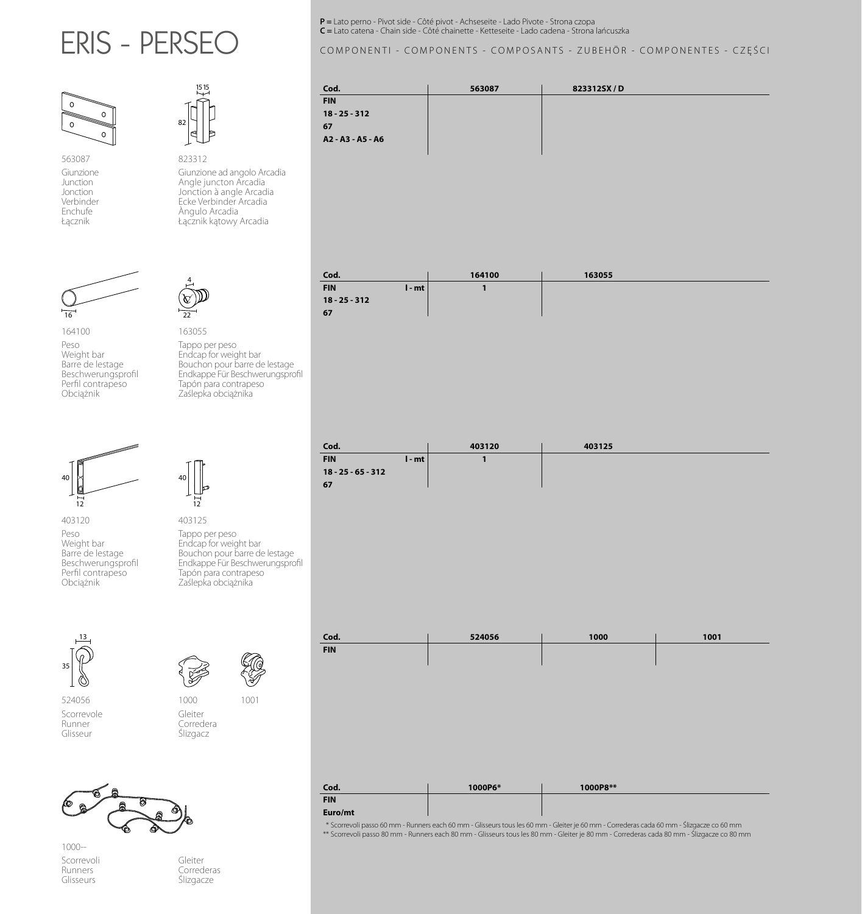# ERIS - PERSEO

**P =** Lato perno - Pivot side - Côté pivot - Achseseite - Lado Pivote - Strona czopa
**C =** Lato catena - Chain side - Côté chainette - Ketteseite - Lado cadena - Strona łańcuszka

COMPONENTI - COMPONENTS - COMPOSANTS - ZUBEHÖR - COMPONENTES - CZĘŚCI

563087
Giunzione
Junction
Jonction
Verbinder
Enchufe
Łącznik

15 15
82

823312
Giunzione ad angolo Arcadia
Angle juncton Arcadia
Jonction à angle Arcadia
Ecke Verbinder Arcadia
Àngulo Arcadia
Łącznik kątowy Arcadia

| Cod. | 563087 | 823312SX / D |
|---|---|---|
| FIN | | |
| 18 - 25 - 312 | | |
| 67 | | |
| A2 - A3 - A5 - A6 | | |

16

164100
Peso
Weight bar
Barre de lestage
Beschwerungsprofil
Perfil contrapeso
Obciążnik

4
22

163055
Tappo per peso
Endcap for weight bar
Bouchon pour barre de lestage
Endkappe Für Beschwerungsprofil
Tapón para contrapeso
Zaślepka obciążnika

| Cod. | | 164100 | 163055 |
|---|---|---|---|
| FIN | l - mt | 1 | |
| 18 - 25 - 312 | | | |
| 67 | | | |

40
12

403120
Peso
Weight bar
Barre de lestage
Beschwerungsprofil
Perfil contrapeso
Obciążnik

40
12

403125
Tappo per peso
Endcap for weight bar
Bouchon pour barre de lestage
Endkappe Für Beschwerungsprofil
Tapón para contrapeso
Zaślepka obciążnika

| Cod. | | 403120 | 403125 |
|---|---|---|---|
| FIN | l - mt | 1 | |
| 18 - 25 - 65 - 312 | | | |
| 67 | | | |

13
35

524056
Scorrevole
Runner
Glisseur

1000
Gleiter
Corredera
Ślizgacz

1001

| Cod. | 524056 | 1000 | 1001 |
|---|---|---|---|
| FIN | | | |

1000--
Scorrevoli
Runners
Glisseurs

Gleiter
Correderas
Ślizgacze

| Cod. | 1000P6* | 1000P8** |
|---|---|---|
| FIN | | |
| Euro/mt | | |

\* Scorrevoli passo 60 mm - Runners each 60 mm - Glisseurs tous les 60 mm - Gleiter je 60 mm - Correderas cada 60 mm - Ślizgacze co 60 mm
** Scorrevoli passo 80 mm - Runners each 80 mm - Glisseurs tous les 80 mm - Gleiter je 80 mm - Correderas cada 80 mm - Ślizgacze co 80 mm